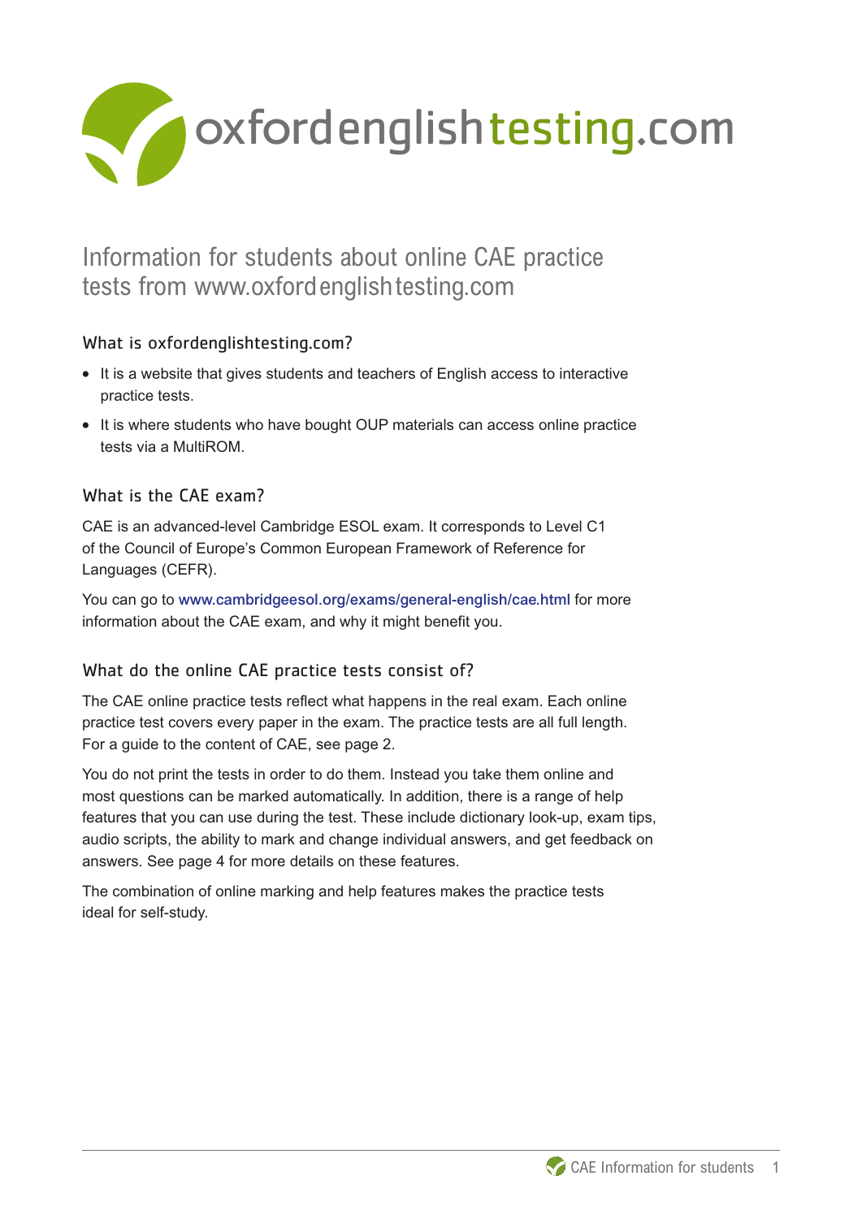oxfordenglishtesting.com

# Information for students about online CAE practice tests from www.oxfordenglishtesting.com

## What is oxfordenglishtesting.com?

- It is a website that gives students and teachers of English access to interactive practice tests.
- It is where students who have bought OUP materials can access online practice tests via a MultiROM.

## What is the CAE exam?

CAE is an advanced-level Cambridge ESOL exam. It corresponds to Level C1 of the Council of Europe's Common European Framework of Reference for Languages (CEFR).

You can go to www.cambridgeesol.org/exams/general-english/cae.html for more information about the CAE exam, and why it might benefit you.

## What do the online CAE practice tests consist of?

The CAE online practice tests reflect what happens in the real exam. Each online practice test covers every paper in the exam. The practice tests are all full length. For a guide to the content of CAE, see page 2.

You do not print the tests in order to do them. Instead you take them online and most questions can be marked automatically. In addition, there is a range of help features that you can use during the test. These include dictionary look-up, exam tips, audio scripts, the ability to mark and change individual answers, and get feedback on answers. See page 4 for more details on these features.

The combination of online marking and help features makes the practice tests ideal for self-study.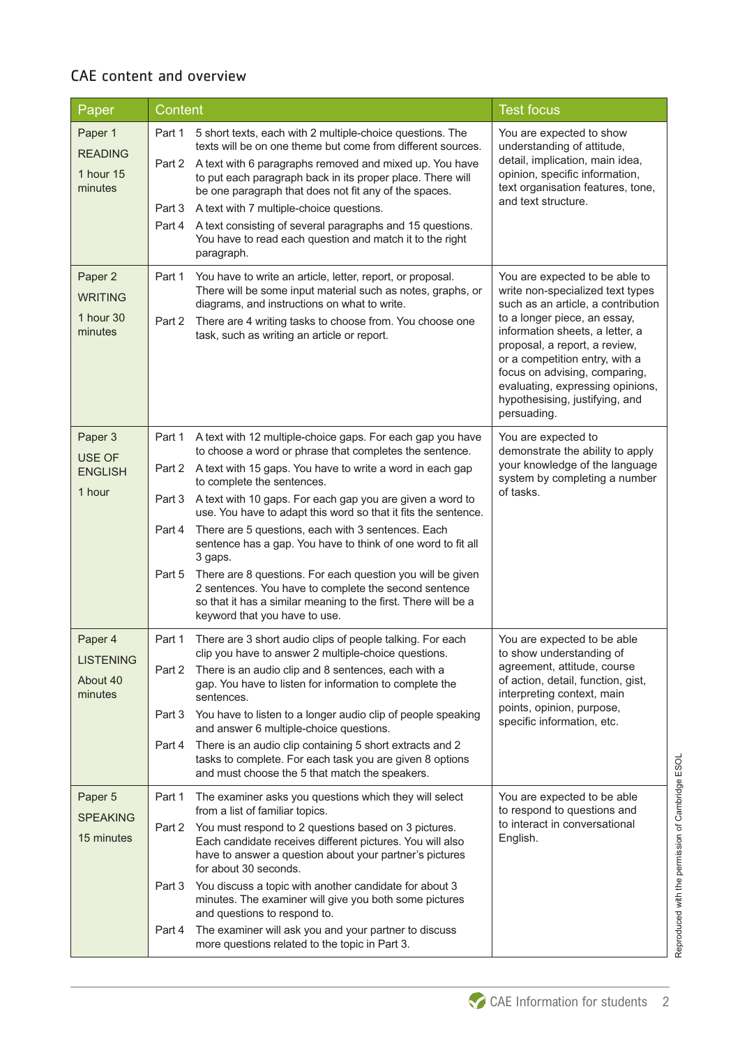## CAE content and overview

| Paper | Content | Test focus |
|---|---|---|
| Paper 1<br>READING<br>1 hour 15 minutes | Part 1 5 short texts, each with 2 multiple-choice questions. The texts will be on one theme but come from different sources.<br>Part 2 A text with 6 paragraphs removed and mixed up. You have to put each paragraph back in its proper place. There will be one paragraph that does not fit any of the spaces.<br>Part 3 A text with 7 multiple-choice questions.<br>Part 4 A text consisting of several paragraphs and 15 questions. You have to read each question and match it to the right paragraph. | You are expected to show understanding of attitude, detail, implication, main idea, opinion, specific information, text organisation features, tone, and text structure. |
| Paper 2<br>WRITING<br>1 hour 30 minutes | Part 1 You have to write an article, letter, report, or proposal. There will be some input material such as notes, graphs, or diagrams, and instructions on what to write.<br>Part 2 There are 4 writing tasks to choose from. You choose one task, such as writing an article or report. | You are expected to be able to write non-specialized text types such as an article, a contribution to a longer piece, an essay, information sheets, a letter, a proposal, a report, a review, or a competition entry, with a focus on advising, comparing, evaluating, expressing opinions, hypothesising, justifying, and persuading. |
| Paper 3<br>USE OF ENGLISH<br>1 hour | Part 1 A text with 12 multiple-choice gaps. For each gap you have to choose a word or phrase that completes the sentence.<br>Part 2 A text with 15 gaps. You have to write a word in each gap to complete the sentences.<br>Part 3 A text with 10 gaps. For each gap you are given a word to use. You have to adapt this word so that it fits the sentence.<br>Part 4 There are 5 questions, each with 3 sentences. Each sentence has a gap. You have to think of one word to fit all 3 gaps.<br>Part 5 There are 8 questions. For each question you will be given 2 sentences. You have to complete the second sentence so that it has a similar meaning to the first. There will be a keyword that you have to use. | You are expected to demonstrate the ability to apply your knowledge of the language system by completing a number of tasks. |
| Paper 4<br>LISTENING<br>About 40 minutes | Part 1 There are 3 short audio clips of people talking. For each clip you have to answer 2 multiple-choice questions.<br>Part 2 There is an audio clip and 8 sentences, each with a gap. You have to listen for information to complete the sentences.<br>Part 3 You have to listen to a longer audio clip of people speaking and answer 6 multiple-choice questions.<br>Part 4 There is an audio clip containing 5 short extracts and 2 tasks to complete. For each task you are given 8 options and must choose the 5 that match the speakers. | You are expected to be able to show understanding of agreement, attitude, course of action, detail, function, gist, interpreting context, main points, opinion, purpose, specific information, etc. |
| Paper 5<br>SPEAKING<br>15 minutes | Part 1 The examiner asks you questions which they will select from a list of familiar topics.<br>Part 2 You must respond to 2 questions based on 3 pictures. Each candidate receives different pictures. You will also have to answer a question about your partner's pictures for about 30 seconds.<br>Part 3 You discuss a topic with another candidate for about 3 minutes. The examiner will give you both some pictures and questions to respond to.<br>Part 4 The examiner will ask you and your partner to discuss more questions related to the topic in Part 3. | You are expected to be able to respond to questions and to interact in conversational English. |

Reproduced with the permission of Cambridge ESOL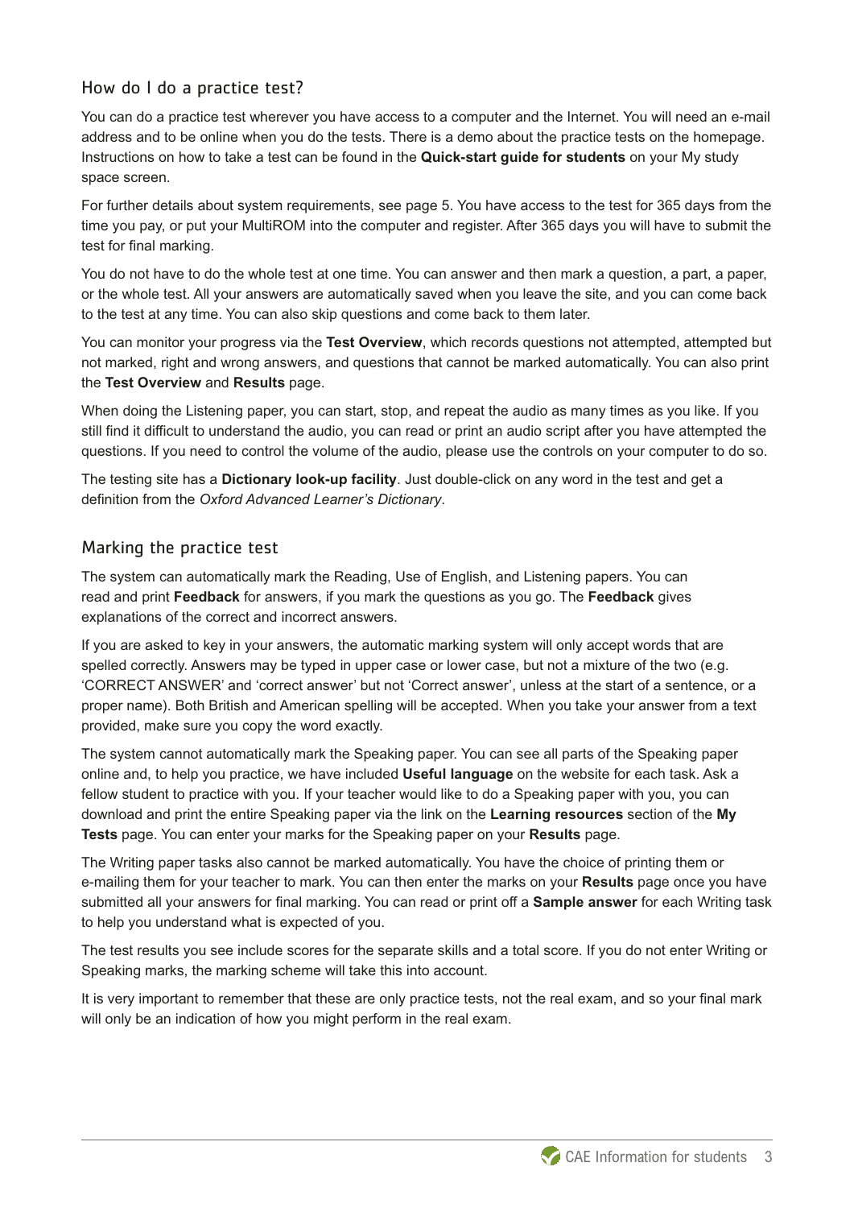## How do I do a practice test?

You can do a practice test wherever you have access to a computer and the Internet. You will need an e-mail address and to be online when you do the tests. There is a demo about the practice tests on the homepage. Instructions on how to take a test can be found in the **Quick-start guide for students** on your My study space screen.

For further details about system requirements, see page 5. You have access to the test for 365 days from the time you pay, or put your MultiROM into the computer and register. After 365 days you will have to submit the test for final marking.

You do not have to do the whole test at one time. You can answer and then mark a question, a part, a paper, or the whole test. All your answers are automatically saved when you leave the site, and you can come back to the test at any time. You can also skip questions and come back to them later.

You can monitor your progress via the **Test Overview**, which records questions not attempted, attempted but not marked, right and wrong answers, and questions that cannot be marked automatically. You can also print the **Test Overview** and **Results** page.

When doing the Listening paper, you can start, stop, and repeat the audio as many times as you like. If you still find it difficult to understand the audio, you can read or print an audio script after you have attempted the questions. If you need to control the volume of the audio, please use the controls on your computer to do so.

The testing site has a **Dictionary look-up facility**. Just double-click on any word in the test and get a definition from the *Oxford Advanced Learner's Dictionary*.

## Marking the practice test

The system can automatically mark the Reading, Use of English, and Listening papers. You can read and print **Feedback** for answers, if you mark the questions as you go. The **Feedback** gives explanations of the correct and incorrect answers.

If you are asked to key in your answers, the automatic marking system will only accept words that are spelled correctly. Answers may be typed in upper case or lower case, but not a mixture of the two (e.g. 'CORRECT ANSWER' and 'correct answer' but not 'Correct answer', unless at the start of a sentence, or a proper name). Both British and American spelling will be accepted. When you take your answer from a text provided, make sure you copy the word exactly.

The system cannot automatically mark the Speaking paper. You can see all parts of the Speaking paper online and, to help you practice, we have included **Useful language** on the website for each task. Ask a fellow student to practice with you. If your teacher would like to do a Speaking paper with you, you can download and print the entire Speaking paper via the link on the **Learning resources** section of the **My Tests** page. You can enter your marks for the Speaking paper on your **Results** page.

The Writing paper tasks also cannot be marked automatically. You have the choice of printing them or e-mailing them for your teacher to mark. You can then enter the marks on your **Results** page once you have submitted all your answers for final marking. You can read or print off a **Sample answer** for each Writing task to help you understand what is expected of you.

The test results you see include scores for the separate skills and a total score. If you do not enter Writing or Speaking marks, the marking scheme will take this into account.

It is very important to remember that these are only practice tests, not the real exam, and so your final mark will only be an indication of how you might perform in the real exam.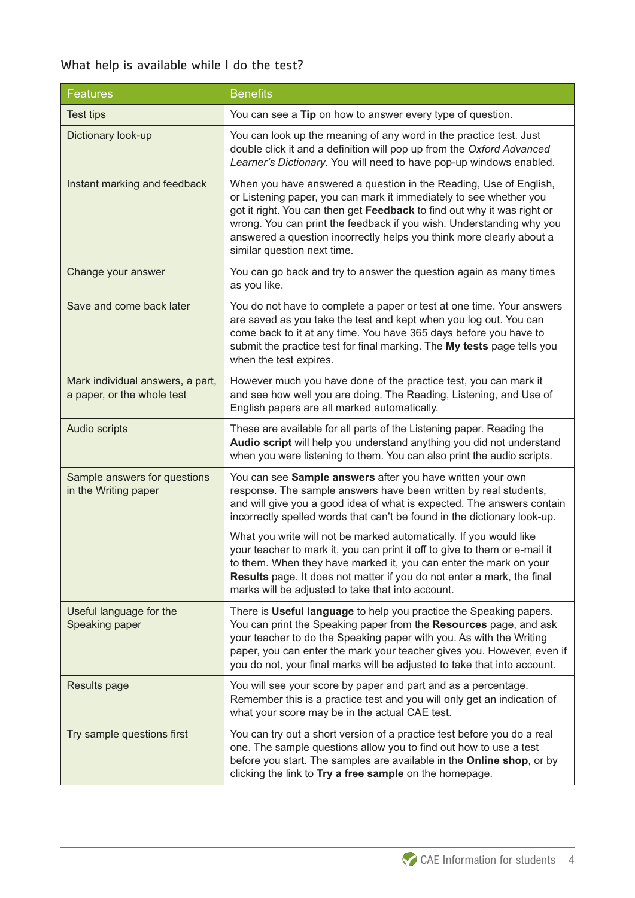## What help is available while I do the test?

| Features | Benefits |
|---|---|
| Test tips | You can see a **Tip** on how to answer every type of question. |
| Dictionary look-up | You can look up the meaning of any word in the practice test. Just double click it and a definition will pop up from the *Oxford Advanced Learner's Dictionary*. You will need to have pop-up windows enabled. |
| Instant marking and feedback | When you have answered a question in the Reading, Use of English, or Listening paper, you can mark it immediately to see whether you got it right. You can then get **Feedback** to find out why it was right or wrong. You can print the feedback if you wish. Understanding why you answered a question incorrectly helps you think more clearly about a similar question next time. |
| Change your answer | You can go back and try to answer the question again as many times as you like. |
| Save and come back later | You do not have to complete a paper or test at one time. Your answers are saved as you take the test and kept when you log out. You can come back to it at any time. You have 365 days before you have to submit the practice test for final marking. The **My tests** page tells you when the test expires. |
| Mark individual answers, a part, a paper, or the whole test | However much you have done of the practice test, you can mark it and see how well you are doing. The Reading, Listening, and Use of English papers are all marked automatically. |
| Audio scripts | These are available for all parts of the Listening paper. Reading the **Audio script** will help you understand anything you did not understand when you were listening to them. You can also print the audio scripts. |
| Sample answers for questions in the Writing paper | You can see **Sample answers** after you have written your own response. The sample answers have been written by real students, and will give you a good idea of what is expected. The answers contain incorrectly spelled words that can't be found in the dictionary look-up.<br><br>What you write will not be marked automatically. If you would like your teacher to mark it, you can print it off to give to them or e-mail it to them. When they have marked it, you can enter the mark on your **Results** page. It does not matter if you do not enter a mark, the final marks will be adjusted to take that into account. |
| Useful language for the Speaking paper | There is **Useful language** to help you practice the Speaking papers. You can print the Speaking paper from the **Resources** page, and ask your teacher to do the Speaking paper with you. As with the Writing paper, you can enter the mark your teacher gives you. However, even if you do not, your final marks will be adjusted to take that into account. |
| Results page | You will see your score by paper and part and as a percentage. Remember this is a practice test and you will only get an indication of what your score may be in the actual CAE test. |
| Try sample questions first | You can try out a short version of a practice test before you do a real one. The sample questions allow you to find out how to use a test before you start. The samples are available in the **Online shop**, or by clicking the link to **Try a free sample** on the homepage. |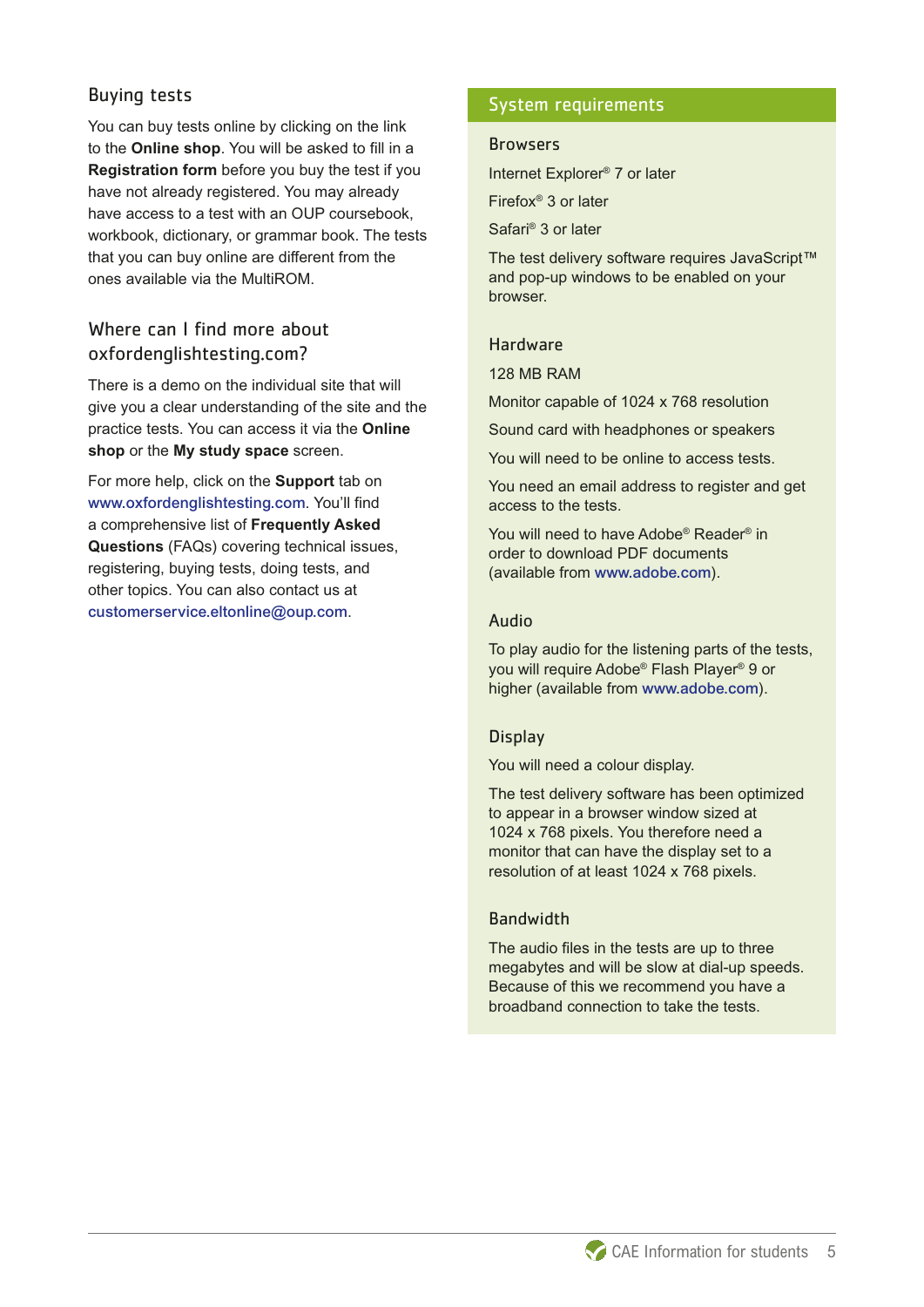## Buying tests

You can buy tests online by clicking on the link to the **Online shop**. You will be asked to fill in a **Registration form** before you buy the test if you have not already registered. You may already have access to a test with an OUP coursebook, workbook, dictionary, or grammar book. The tests that you can buy online are different from the ones available via the MultiROM.

## Where can I find more about oxfordenglishtesting.com?

There is a demo on the individual site that will give you a clear understanding of the site and the practice tests. You can access it via the **Online shop** or the **My study space** screen.

For more help, click on the **Support** tab on www.oxfordenglishtesting.com. You'll find a comprehensive list of **Frequently Asked Questions** (FAQs) covering technical issues, registering, buying tests, doing tests, and other topics. You can also contact us at customerservice.eltonline@oup.com.

## System requirements

### Browsers

Internet Explorer® 7 or later

Firefox® 3 or later

Safari® 3 or later

The test delivery software requires JavaScript™ and pop-up windows to be enabled on your browser.

### Hardware

128 MB RAM

Monitor capable of 1024 x 768 resolution

Sound card with headphones or speakers

You will need to be online to access tests.

You need an email address to register and get access to the tests.

You will need to have Adobe® Reader® in order to download PDF documents (available from www.adobe.com).

### Audio

To play audio for the listening parts of the tests, you will require Adobe® Flash Player® 9 or higher (available from www.adobe.com).

### Display

You will need a colour display.

The test delivery software has been optimized to appear in a browser window sized at 1024 x 768 pixels. You therefore need a monitor that can have the display set to a resolution of at least 1024 x 768 pixels.

### Bandwidth

The audio files in the tests are up to three megabytes and will be slow at dial-up speeds. Because of this we recommend you have a broadband connection to take the tests.